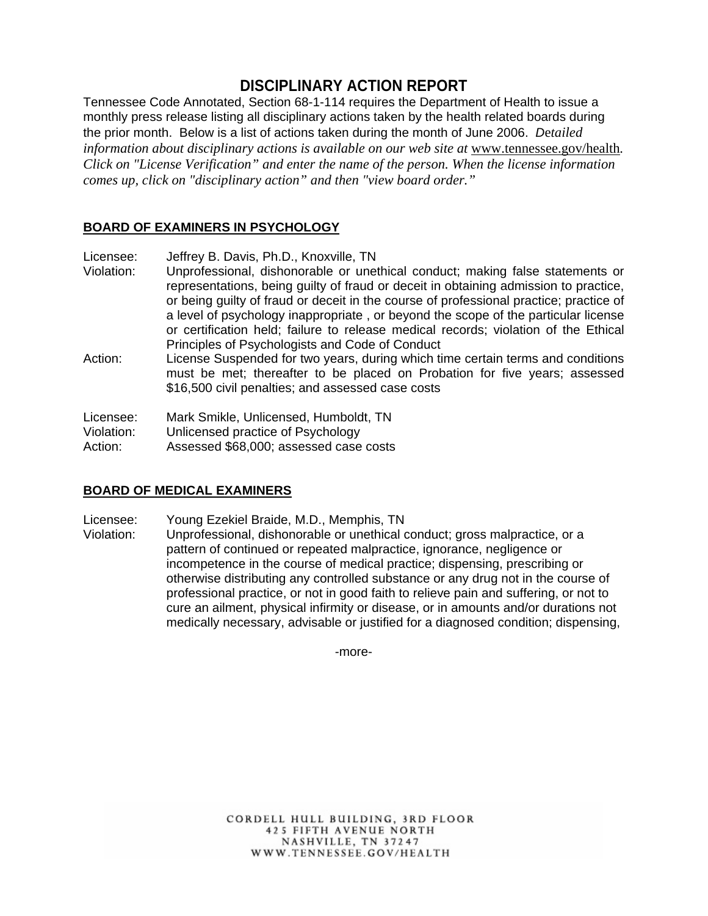# DISCIPLINARY ACTION REPORT

Tennessee Code Annotated, Section 68-1-114 requires the Department of Health to issue a monthly press release listing all disciplinary actions taken by the health related boards during the prior month. Below is a list of actions taken during the month of June 2006. *Detailed information about disciplinary actions is available on our web site at* www.tennessee.gov/health*. Click on "License Verification" and enter the name of the person. When the license information comes up, click on "disciplinary action" and then "view board order."*

## BOARD OF EXAMINERS IN PSYCHOLOGY

Licensee: Jeffrey B. Davis, Ph.D., Knoxville, TN
Violation: Unprofessional, dishonorable or unethical conduct; making false statements or representations, being guilty of fraud or deceit in obtaining admission to practice, or being guilty of fraud or deceit in the course of professional practice; practice of a level of psychology inappropriate , or beyond the scope of the particular license or certification held; failure to release medical records; violation of the Ethical Principles of Psychologists and Code of Conduct
Action: License Suspended for two years, during which time certain terms and conditions must be met; thereafter to be placed on Probation for five years; assessed $16,500 civil penalties; and assessed case costs

Licensee: Mark Smikle, Unlicensed, Humboldt, TN
Violation: Unlicensed practice of Psychology
Action: Assessed $68,000; assessed case costs

## BOARD OF MEDICAL EXAMINERS

Licensee: Young Ezekiel Braide, M.D., Memphis, TN
Violation: Unprofessional, dishonorable or unethical conduct; gross malpractice, or a pattern of continued or repeated malpractice, ignorance, negligence or incompetence in the course of medical practice; dispensing, prescribing or otherwise distributing any controlled substance or any drug not in the course of professional practice, or not in good faith to relieve pain and suffering, or not to cure an ailment, physical infirmity or disease, or in amounts and/or durations not medically necessary, advisable or justified for a diagnosed condition; dispensing,

-more-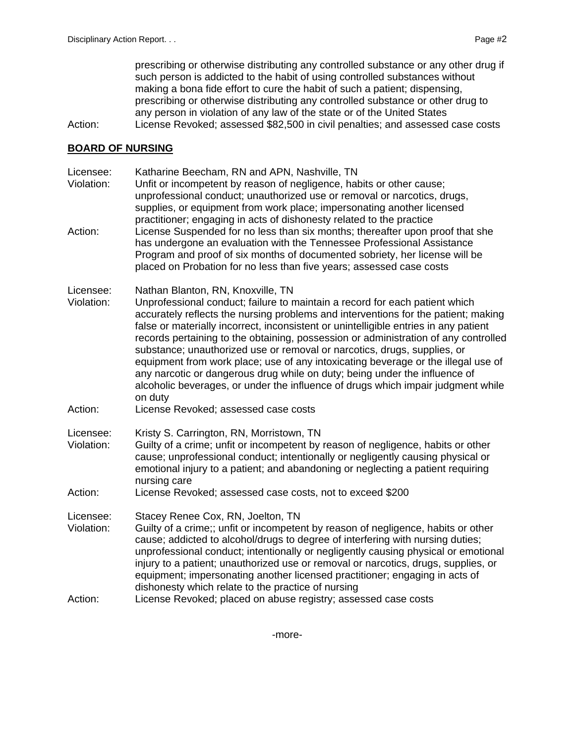prescribing or otherwise distributing any controlled substance or any other drug if such person is addicted to the habit of using controlled substances without making a bona fide effort to cure the habit of such a patient; dispensing, prescribing or otherwise distributing any controlled substance or other drug to any person in violation of any law of the state or of the United States

Action: License Revoked; assessed $82,500 in civil penalties; and assessed case costs

**BOARD OF NURSING**

Licensee: Katharine Beecham, RN and APN, Nashville, TN

Violation: Unfit or incompetent by reason of negligence, habits or other cause; unprofessional conduct; unauthorized use or removal or narcotics, drugs, supplies, or equipment from work place; impersonating another licensed practitioner; engaging in acts of dishonesty related to the practice

Action: License Suspended for no less than six months; thereafter upon proof that she has undergone an evaluation with the Tennessee Professional Assistance Program and proof of six months of documented sobriety, her license will be placed on Probation for no less than five years; assessed case costs

Licensee: Nathan Blanton, RN, Knoxville, TN

Violation: Unprofessional conduct; failure to maintain a record for each patient which accurately reflects the nursing problems and interventions for the patient; making false or materially incorrect, inconsistent or unintelligible entries in any patient records pertaining to the obtaining, possession or administration of any controlled substance; unauthorized use or removal or narcotics, drugs, supplies, or equipment from work place; use of any intoxicating beverage or the illegal use of any narcotic or dangerous drug while on duty; being under the influence of alcoholic beverages, or under the influence of drugs which impair judgment while on duty

Action: License Revoked; assessed case costs

Licensee: Kristy S. Carrington, RN, Morristown, TN

Violation: Guilty of a crime; unfit or incompetent by reason of negligence, habits or other cause; unprofessional conduct; intentionally or negligently causing physical or emotional injury to a patient; and abandoning or neglecting a patient requiring nursing care

Action: License Revoked; assessed case costs, not to exceed $200

Licensee: Stacey Renee Cox, RN, Joelton, TN

Violation: Guilty of a crime;; unfit or incompetent by reason of negligence, habits or other cause; addicted to alcohol/drugs to degree of interfering with nursing duties; unprofessional conduct; intentionally or negligently causing physical or emotional injury to a patient; unauthorized use or removal or narcotics, drugs, supplies, or equipment; impersonating another licensed practitioner; engaging in acts of dishonesty which relate to the practice of nursing

Action: License Revoked; placed on abuse registry; assessed case costs

-more-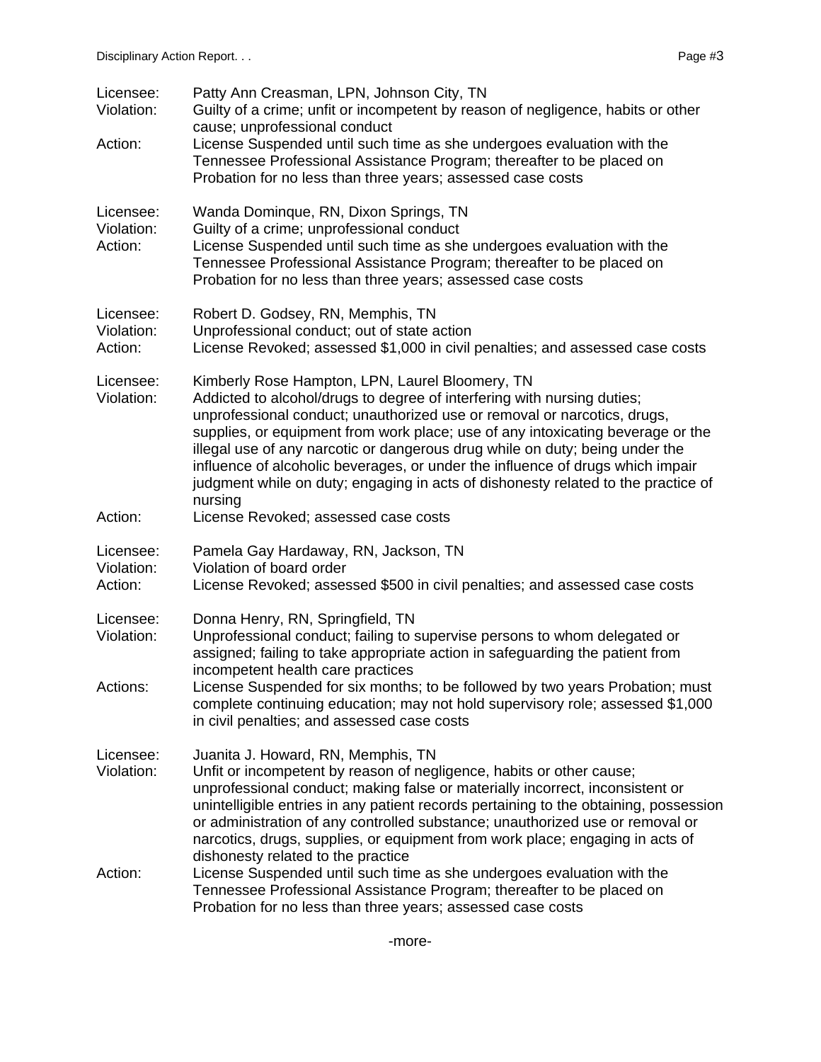Licensee: Patty Ann Creasman, LPN, Johnson City, TN
Violation: Guilty of a crime; unfit or incompetent by reason of negligence, habits or other cause; unprofessional conduct
Action: License Suspended until such time as she undergoes evaluation with the Tennessee Professional Assistance Program; thereafter to be placed on Probation for no less than three years; assessed case costs

Licensee: Wanda Dominque, RN, Dixon Springs, TN
Violation: Guilty of a crime; unprofessional conduct
Action: License Suspended until such time as she undergoes evaluation with the Tennessee Professional Assistance Program; thereafter to be placed on Probation for no less than three years; assessed case costs

Licensee: Robert D. Godsey, RN, Memphis, TN
Violation: Unprofessional conduct; out of state action
Action: License Revoked; assessed $1,000 in civil penalties; and assessed case costs

Licensee: Kimberly Rose Hampton, LPN, Laurel Bloomery, TN
Violation: Addicted to alcohol/drugs to degree of interfering with nursing duties; unprofessional conduct; unauthorized use or removal or narcotics, drugs, supplies, or equipment from work place; use of any intoxicating beverage or the illegal use of any narcotic or dangerous drug while on duty; being under the influence of alcoholic beverages, or under the influence of drugs which impair judgment while on duty; engaging in acts of dishonesty related to the practice of nursing
Action: License Revoked; assessed case costs

Licensee: Pamela Gay Hardaway, RN, Jackson, TN
Violation: Violation of board order
Action: License Revoked; assessed $500 in civil penalties; and assessed case costs

Licensee: Donna Henry, RN, Springfield, TN
Violation: Unprofessional conduct; failing to supervise persons to whom delegated or assigned; failing to take appropriate action in safeguarding the patient from incompetent health care practices
Actions: License Suspended for six months; to be followed by two years Probation; must complete continuing education; may not hold supervisory role; assessed $1,000 in civil penalties; and assessed case costs

Licensee: Juanita J. Howard, RN, Memphis, TN
Violation: Unfit or incompetent by reason of negligence, habits or other cause; unprofessional conduct; making false or materially incorrect, inconsistent or unintelligible entries in any patient records pertaining to the obtaining, possession or administration of any controlled substance; unauthorized use or removal or narcotics, drugs, supplies, or equipment from work place; engaging in acts of dishonesty related to the practice
Action: License Suspended until such time as she undergoes evaluation with the Tennessee Professional Assistance Program; thereafter to be placed on Probation for no less than three years; assessed case costs

-more-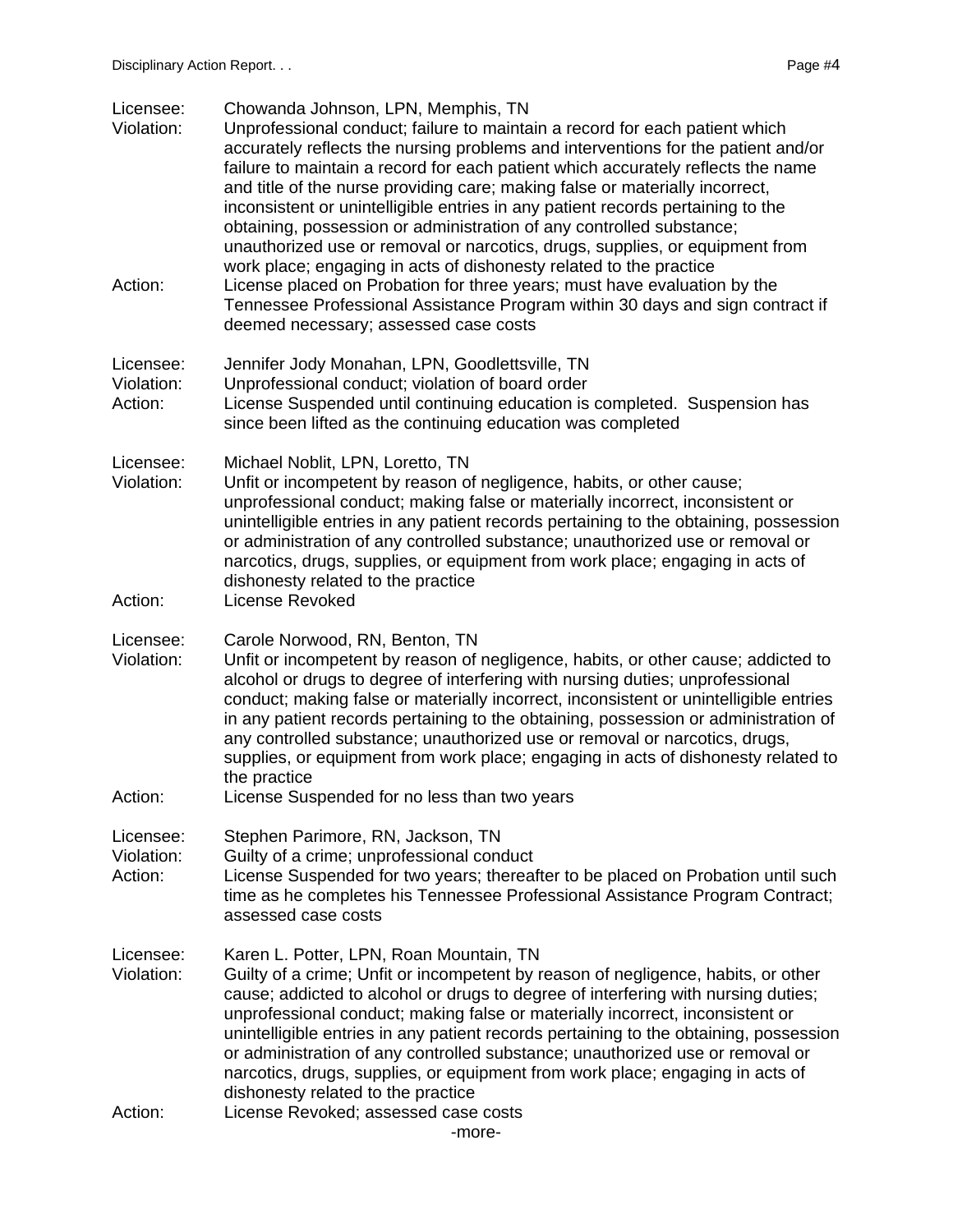Licensee: Chowanda Johnson, LPN, Memphis, TN
Violation: Unprofessional conduct; failure to maintain a record for each patient which accurately reflects the nursing problems and interventions for the patient and/or failure to maintain a record for each patient which accurately reflects the name and title of the nurse providing care; making false or materially incorrect, inconsistent or unintelligible entries in any patient records pertaining to the obtaining, possession or administration of any controlled substance; unauthorized use or removal or narcotics, drugs, supplies, or equipment from work place; engaging in acts of dishonesty related to the practice
Action: License placed on Probation for three years; must have evaluation by the Tennessee Professional Assistance Program within 30 days and sign contract if deemed necessary; assessed case costs

Licensee: Jennifer Jody Monahan, LPN, Goodlettsville, TN
Violation: Unprofessional conduct; violation of board order
Action: License Suspended until continuing education is completed. Suspension has since been lifted as the continuing education was completed

Licensee: Michael Noblit, LPN, Loretto, TN
Violation: Unfit or incompetent by reason of negligence, habits, or other cause; unprofessional conduct; making false or materially incorrect, inconsistent or unintelligible entries in any patient records pertaining to the obtaining, possession or administration of any controlled substance; unauthorized use or removal or narcotics, drugs, supplies, or equipment from work place; engaging in acts of dishonesty related to the practice
Action: License Revoked

Licensee: Carole Norwood, RN, Benton, TN
Violation: Unfit or incompetent by reason of negligence, habits, or other cause; addicted to alcohol or drugs to degree of interfering with nursing duties; unprofessional conduct; making false or materially incorrect, inconsistent or unintelligible entries in any patient records pertaining to the obtaining, possession or administration of any controlled substance; unauthorized use or removal or narcotics, drugs, supplies, or equipment from work place; engaging in acts of dishonesty related to the practice
Action: License Suspended for no less than two years

Licensee: Stephen Parimore, RN, Jackson, TN
Violation: Guilty of a crime; unprofessional conduct
Action: License Suspended for two years; thereafter to be placed on Probation until such time as he completes his Tennessee Professional Assistance Program Contract; assessed case costs

Licensee: Karen L. Potter, LPN, Roan Mountain, TN
Violation: Guilty of a crime; Unfit or incompetent by reason of negligence, habits, or other cause; addicted to alcohol or drugs to degree of interfering with nursing duties; unprofessional conduct; making false or materially incorrect, inconsistent or unintelligible entries in any patient records pertaining to the obtaining, possession or administration of any controlled substance; unauthorized use or removal or narcotics, drugs, supplies, or equipment from work place; engaging in acts of dishonesty related to the practice
Action: License Revoked; assessed case costs

-more-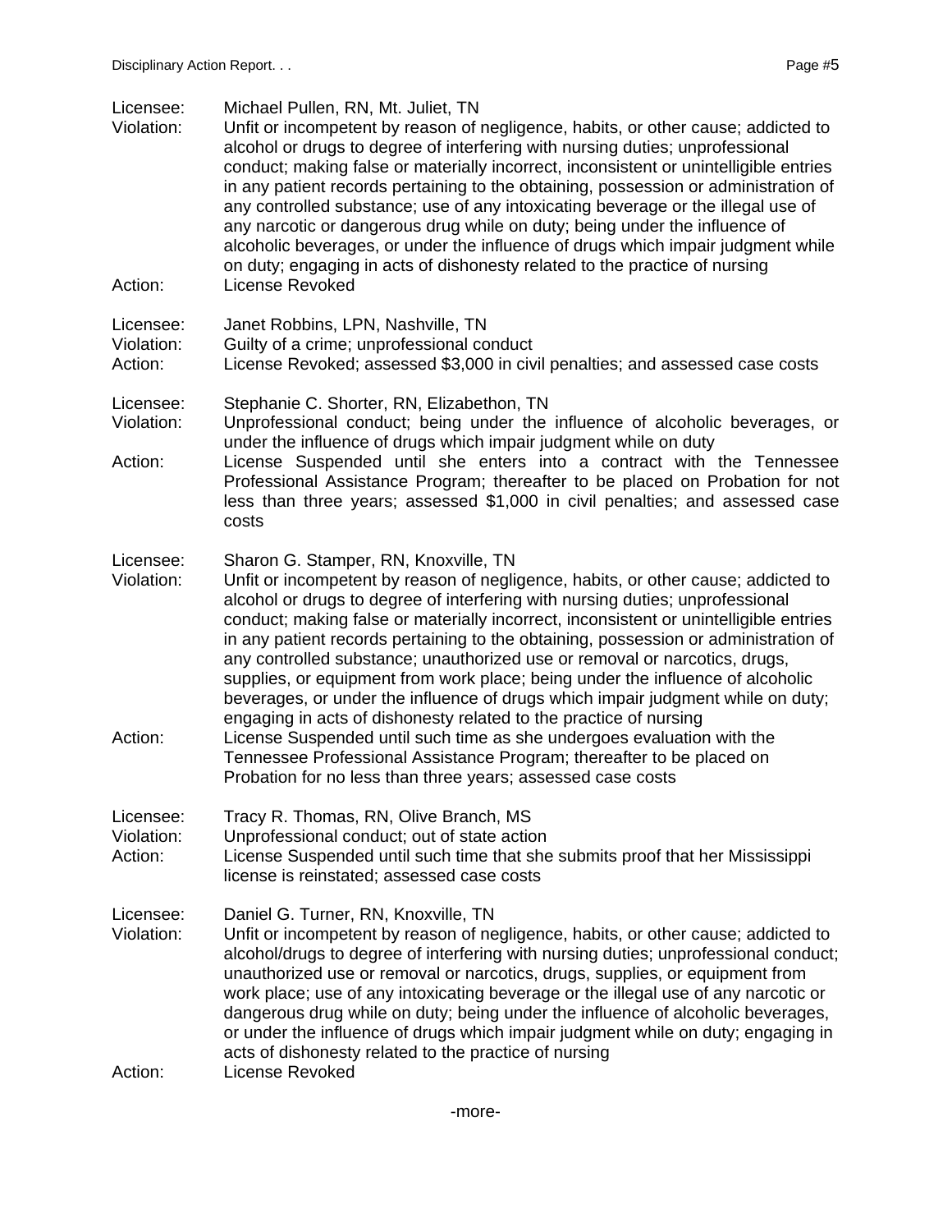Licensee: Michael Pullen, RN, Mt. Juliet, TN
Violation: Unfit or incompetent by reason of negligence, habits, or other cause; addicted to alcohol or drugs to degree of interfering with nursing duties; unprofessional conduct; making false or materially incorrect, inconsistent or unintelligible entries in any patient records pertaining to the obtaining, possession or administration of any controlled substance; use of any intoxicating beverage or the illegal use of any narcotic or dangerous drug while on duty; being under the influence of alcoholic beverages, or under the influence of drugs which impair judgment while on duty; engaging in acts of dishonesty related to the practice of nursing
Action: License Revoked

Licensee: Janet Robbins, LPN, Nashville, TN
Violation: Guilty of a crime; unprofessional conduct
Action: License Revoked; assessed $3,000 in civil penalties; and assessed case costs

Licensee: Stephanie C. Shorter, RN, Elizabethon, TN
Violation: Unprofessional conduct; being under the influence of alcoholic beverages, or under the influence of drugs which impair judgment while on duty
Action: License Suspended until she enters into a contract with the Tennessee Professional Assistance Program; thereafter to be placed on Probation for not less than three years; assessed $1,000 in civil penalties; and assessed case costs

Licensee: Sharon G. Stamper, RN, Knoxville, TN
Violation: Unfit or incompetent by reason of negligence, habits, or other cause; addicted to alcohol or drugs to degree of interfering with nursing duties; unprofessional conduct; making false or materially incorrect, inconsistent or unintelligible entries in any patient records pertaining to the obtaining, possession or administration of any controlled substance; unauthorized use or removal or narcotics, drugs, supplies, or equipment from work place; being under the influence of alcoholic beverages, or under the influence of drugs which impair judgment while on duty; engaging in acts of dishonesty related to the practice of nursing
Action: License Suspended until such time as she undergoes evaluation with the Tennessee Professional Assistance Program; thereafter to be placed on Probation for no less than three years; assessed case costs

Licensee: Tracy R. Thomas, RN, Olive Branch, MS
Violation: Unprofessional conduct; out of state action
Action: License Suspended until such time that she submits proof that her Mississippi license is reinstated; assessed case costs

Licensee: Daniel G. Turner, RN, Knoxville, TN
Violation: Unfit or incompetent by reason of negligence, habits, or other cause; addicted to alcohol/drugs to degree of interfering with nursing duties; unprofessional conduct; unauthorized use or removal or narcotics, drugs, supplies, or equipment from work place; use of any intoxicating beverage or the illegal use of any narcotic or dangerous drug while on duty; being under the influence of alcoholic beverages, or under the influence of drugs which impair judgment while on duty; engaging in acts of dishonesty related to the practice of nursing
Action: License Revoked

-more-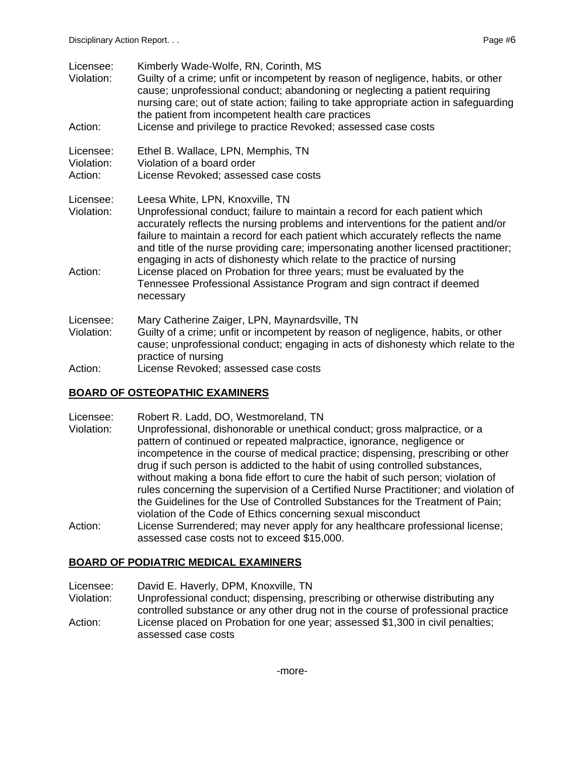Licensee: Kimberly Wade-Wolfe, RN, Corinth, MS
Violation: Guilty of a crime; unfit or incompetent by reason of negligence, habits, or other cause; unprofessional conduct; abandoning or neglecting a patient requiring nursing care; out of state action; failing to take appropriate action in safeguarding the patient from incompetent health care practices
Action: License and privilege to practice Revoked; assessed case costs

Licensee: Ethel B. Wallace, LPN, Memphis, TN
Violation: Violation of a board order
Action: License Revoked; assessed case costs

Licensee: Leesa White, LPN, Knoxville, TN
Violation: Unprofessional conduct; failure to maintain a record for each patient which accurately reflects the nursing problems and interventions for the patient and/or failure to maintain a record for each patient which accurately reflects the name and title of the nurse providing care; impersonating another licensed practitioner; engaging in acts of dishonesty which relate to the practice of nursing
Action: License placed on Probation for three years; must be evaluated by the Tennessee Professional Assistance Program and sign contract if deemed necessary

Licensee: Mary Catherine Zaiger, LPN, Maynardsville, TN
Violation: Guilty of a crime; unfit or incompetent by reason of negligence, habits, or other cause; unprofessional conduct; engaging in acts of dishonesty which relate to the practice of nursing
Action: License Revoked; assessed case costs

## **BOARD OF OSTEOPATHIC EXAMINERS**

Licensee: Robert R. Ladd, DO, Westmoreland, TN
Violation: Unprofessional, dishonorable or unethical conduct; gross malpractice, or a pattern of continued or repeated malpractice, ignorance, negligence or incompetence in the course of medical practice; dispensing, prescribing or other drug if such person is addicted to the habit of using controlled substances, without making a bona fide effort to cure the habit of such person; violation of rules concerning the supervision of a Certified Nurse Practitioner; and violation of the Guidelines for the Use of Controlled Substances for the Treatment of Pain; violation of the Code of Ethics concerning sexual misconduct
Action: License Surrendered; may never apply for any healthcare professional license; assessed case costs not to exceed $15,000.

## **BOARD OF PODIATRIC MEDICAL EXAMINERS**

Licensee: David E. Haverly, DPM, Knoxville, TN
Violation: Unprofessional conduct; dispensing, prescribing or otherwise distributing any controlled substance or any other drug not in the course of professional practice
Action: License placed on Probation for one year; assessed $1,300 in civil penalties; assessed case costs

-more-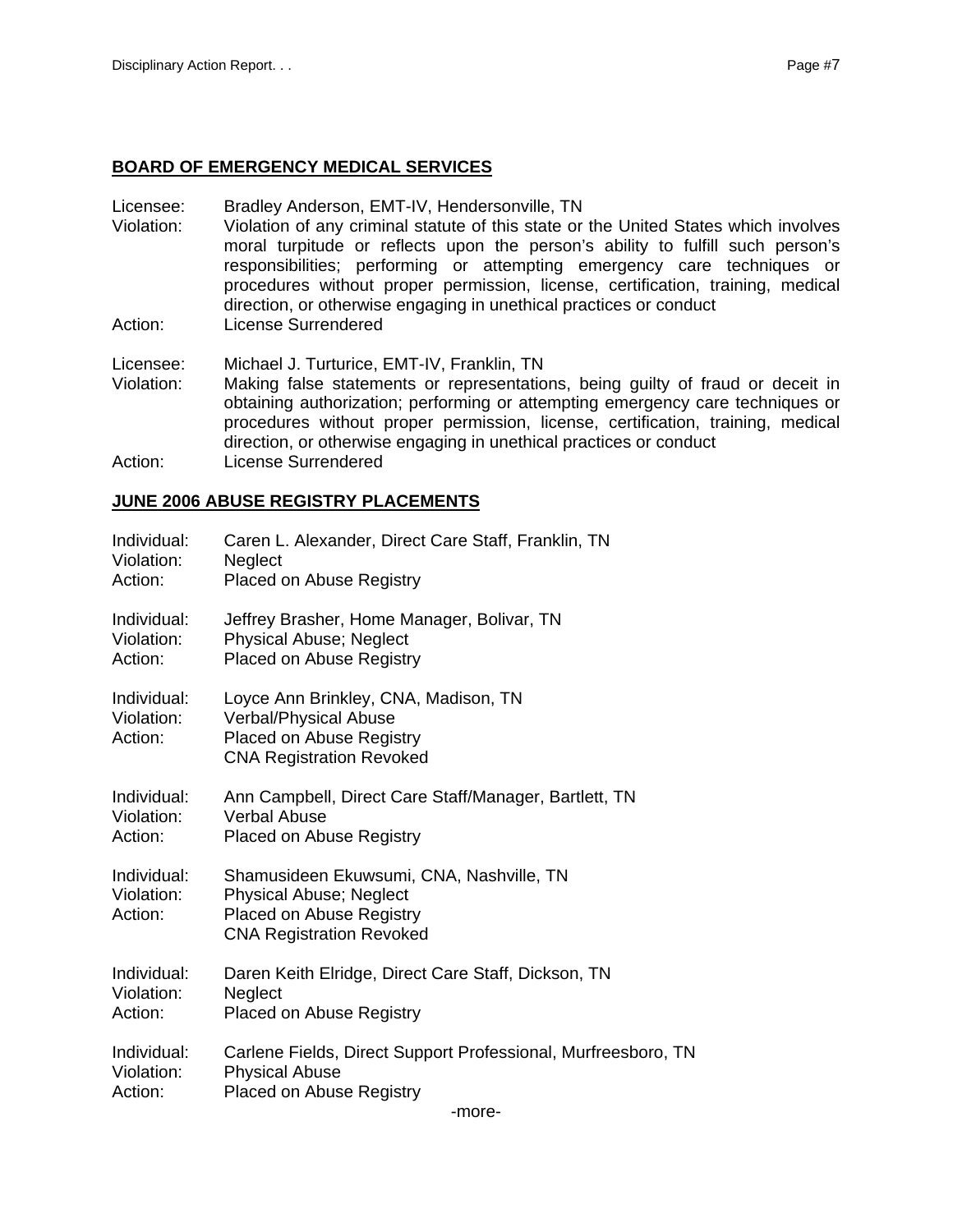## BOARD OF EMERGENCY MEDICAL SERVICES

Licensee: Bradley Anderson, EMT-IV, Hendersonville, TN
Violation: Violation of any criminal statute of this state or the United States which involves moral turpitude or reflects upon the person's ability to fulfill such person's responsibilities; performing or attempting emergency care techniques or procedures without proper permission, license, certification, training, medical direction, or otherwise engaging in unethical practices or conduct
Action: License Surrendered

Licensee: Michael J. Turturice, EMT-IV, Franklin, TN
Violation: Making false statements or representations, being guilty of fraud or deceit in obtaining authorization; performing or attempting emergency care techniques or procedures without proper permission, license, certification, training, medical direction, or otherwise engaging in unethical practices or conduct
Action: License Surrendered

## JUNE 2006 ABUSE REGISTRY PLACEMENTS

Individual: Caren L. Alexander, Direct Care Staff, Franklin, TN
Violation: Neglect
Action: Placed on Abuse Registry

Individual: Jeffrey Brasher, Home Manager, Bolivar, TN
Violation: Physical Abuse; Neglect
Action: Placed on Abuse Registry

Individual: Loyce Ann Brinkley, CNA, Madison, TN
Violation: Verbal/Physical Abuse
Action: Placed on Abuse Registry
CNA Registration Revoked

Individual: Ann Campbell, Direct Care Staff/Manager, Bartlett, TN
Violation: Verbal Abuse
Action: Placed on Abuse Registry

Individual: Shamusideen Ekuwsumi, CNA, Nashville, TN
Violation: Physical Abuse; Neglect
Action: Placed on Abuse Registry
CNA Registration Revoked

Individual: Daren Keith Elridge, Direct Care Staff, Dickson, TN
Violation: Neglect
Action: Placed on Abuse Registry

Individual: Carlene Fields, Direct Support Professional, Murfreesboro, TN
Violation: Physical Abuse
Action: Placed on Abuse Registry

-more-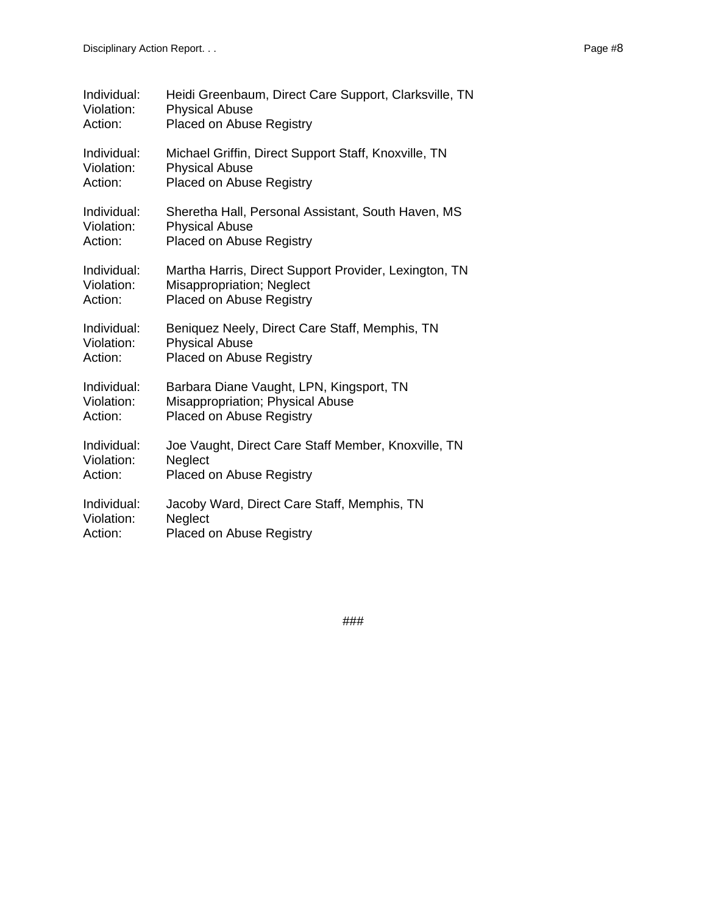Individual: Heidi Greenbaum, Direct Care Support, Clarksville, TN
Violation: Physical Abuse
Action: Placed on Abuse Registry

Individual: Michael Griffin, Direct Support Staff, Knoxville, TN
Violation: Physical Abuse
Action: Placed on Abuse Registry

Individual: Sheretha Hall, Personal Assistant, South Haven, MS
Violation: Physical Abuse
Action: Placed on Abuse Registry

Individual: Martha Harris, Direct Support Provider, Lexington, TN
Violation: Misappropriation; Neglect
Action: Placed on Abuse Registry

Individual: Beniquez Neely, Direct Care Staff, Memphis, TN
Violation: Physical Abuse
Action: Placed on Abuse Registry

Individual: Barbara Diane Vaught, LPN, Kingsport, TN
Violation: Misappropriation; Physical Abuse
Action: Placed on Abuse Registry

Individual: Joe Vaught, Direct Care Staff Member, Knoxville, TN
Violation: Neglect
Action: Placed on Abuse Registry

Individual: Jacoby Ward, Direct Care Staff, Memphis, TN
Violation: Neglect
Action: Placed on Abuse Registry

###